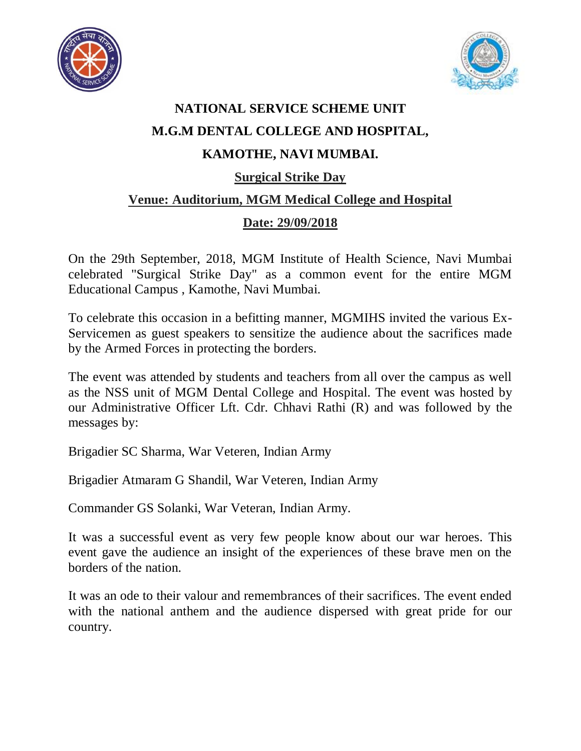# NATIONAL SERVICE SCHEME UNIT

# M.G.M DENTAL COLLEGE AND HOSPITAL,

# KAMOTHE, NAVI MUMBAI.

## Surgical Strike Day

## Venue: Auditorium, MGM Medical College and Hospital

## Date: 29/09/2018

On the 29th September, 2018, MGM Institute of Health Science, Navi Mumbai celebrated "Surgical Strike Day" as a common event for the entire MGM Educational Campus , Kamothe, Navi Mumbai.

To celebrate this occasion in a befitting manner, MGMIHS invited the various Ex-Servicemen as guest speakers to sensitize the audience about the sacrifices made by the Armed Forces in protecting the borders.

The event was attended by students and teachers from all over the campus as well as the NSS unit of MGM Dental College and Hospital. The event was hosted by our Administrative Officer Lft. Cdr. Chhavi Rathi (R) and was followed by the messages by:

Brigadier SC Sharma, War Veteren, Indian Army

Brigadier Atmaram G Shandil, War Veteren, Indian Army

Commander GS Solanki, War Veteran, Indian Army.

It was a successful event as very few people know about our war heroes. This event gave the audience an insight of the experiences of these brave men on the borders of the nation.

It was an ode to their valour and remembrances of their sacrifices. The event ended with the national anthem and the audience dispersed with great pride for our country.